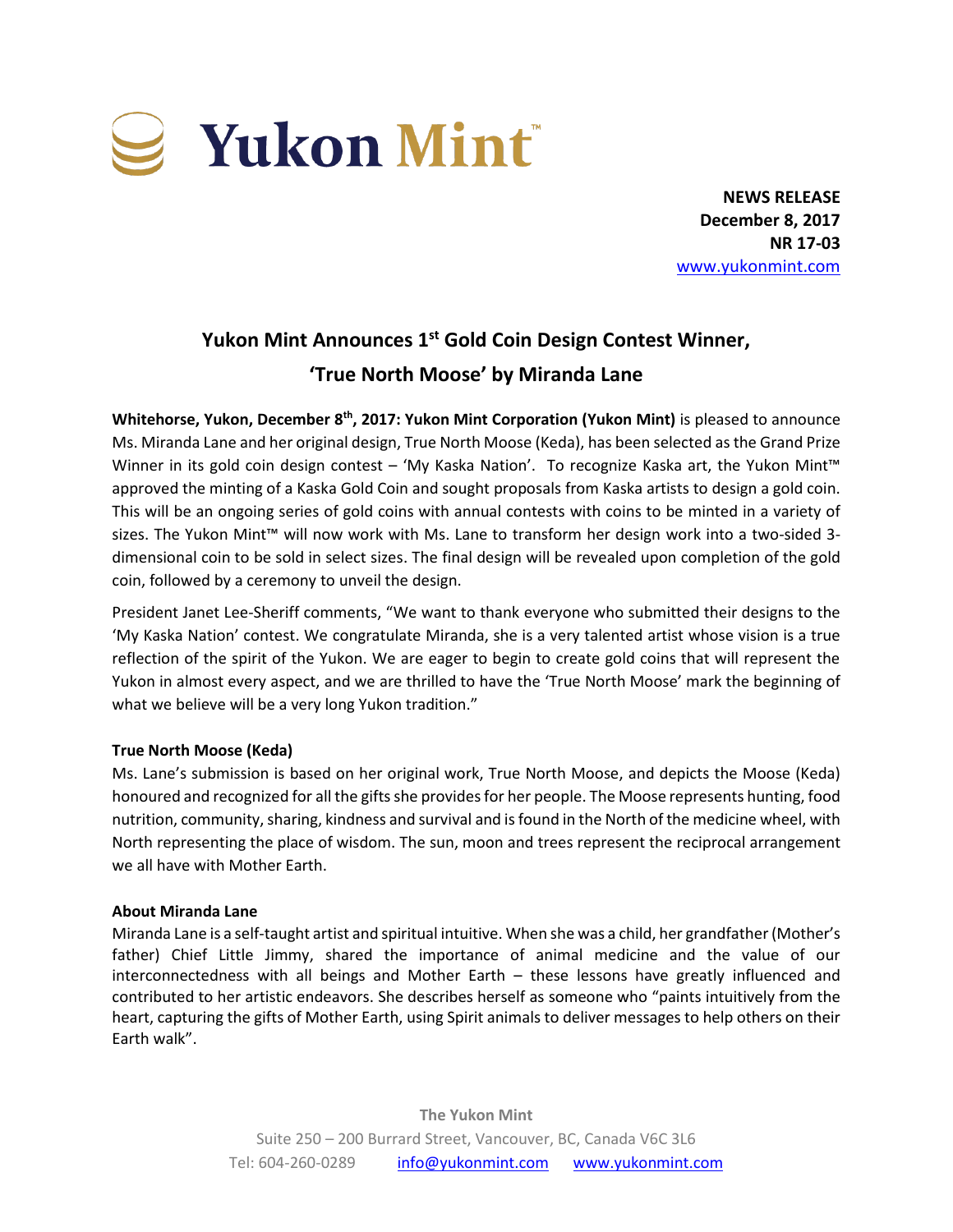# Yukon Mint™

**NEWS RELEASE**
**December 8, 2017**
**NR 17-03**
www.yukonmint.com

## Yukon Mint Announces 1st Gold Coin Design Contest Winner, 'True North Moose' by Miranda Lane

**Whitehorse, Yukon, December 8th, 2017: Yukon Mint Corporation (Yukon Mint)** is pleased to announce Ms. Miranda Lane and her original design, True North Moose (Keda), has been selected as the Grand Prize Winner in its gold coin design contest – 'My Kaska Nation'. To recognize Kaska art, the Yukon Mint™ approved the minting of a Kaska Gold Coin and sought proposals from Kaska artists to design a gold coin. This will be an ongoing series of gold coins with annual contests with coins to be minted in a variety of sizes. The Yukon Mint™ will now work with Ms. Lane to transform her design work into a two-sided 3-dimensional coin to be sold in select sizes. The final design will be revealed upon completion of the gold coin, followed by a ceremony to unveil the design.

President Janet Lee-Sheriff comments, "We want to thank everyone who submitted their designs to the 'My Kaska Nation' contest. We congratulate Miranda, she is a very talented artist whose vision is a true reflection of the spirit of the Yukon. We are eager to begin to create gold coins that will represent the Yukon in almost every aspect, and we are thrilled to have the 'True North Moose' mark the beginning of what we believe will be a very long Yukon tradition."

### True North Moose (Keda)

Ms. Lane's submission is based on her original work, True North Moose, and depicts the Moose (Keda) honoured and recognized for all the gifts she provides for her people. The Moose represents hunting, food nutrition, community, sharing, kindness and survival and is found in the North of the medicine wheel, with North representing the place of wisdom. The sun, moon and trees represent the reciprocal arrangement we all have with Mother Earth.

### About Miranda Lane

Miranda Lane is a self-taught artist and spiritual intuitive. When she was a child, her grandfather (Mother's father) Chief Little Jimmy, shared the importance of animal medicine and the value of our interconnectedness with all beings and Mother Earth – these lessons have greatly influenced and contributed to her artistic endeavors. She describes herself as someone who "paints intuitively from the heart, capturing the gifts of Mother Earth, using Spirit animals to deliver messages to help others on their Earth walk".

**The Yukon Mint**
Suite 250 – 200 Burrard Street, Vancouver, BC, Canada V6C 3L6
Tel: 604-260-0289 info@yukonmint.com www.yukonmint.com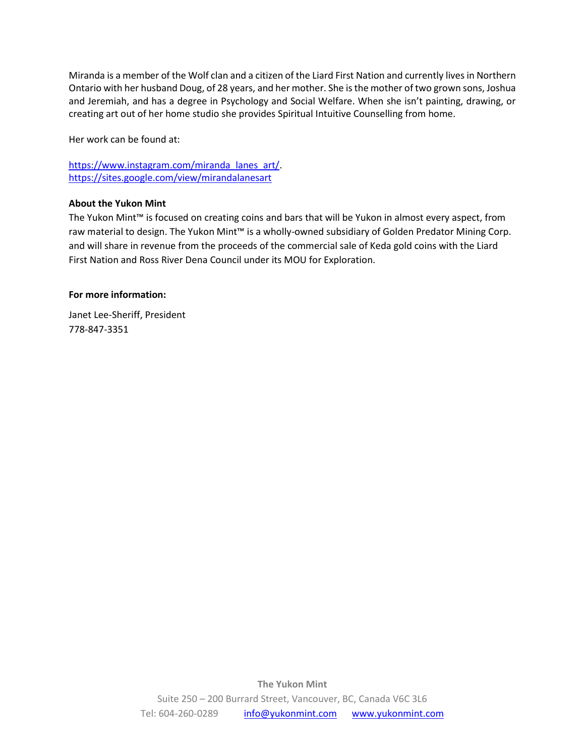Miranda is a member of the Wolf clan and a citizen of the Liard First Nation and currently lives in Northern Ontario with her husband Doug, of 28 years, and her mother. She is the mother of two grown sons, Joshua and Jeremiah, and has a degree in Psychology and Social Welfare. When she isn't painting, drawing, or creating art out of her home studio she provides Spiritual Intuitive Counselling from home.

Her work can be found at:

https://www.instagram.com/miranda_lanes_art/.
https://sites.google.com/view/mirandalanesart

**About the Yukon Mint**

The Yukon Mint™ is focused on creating coins and bars that will be Yukon in almost every aspect, from raw material to design. The Yukon Mint™ is a wholly-owned subsidiary of Golden Predator Mining Corp. and will share in revenue from the proceeds of the commercial sale of Keda gold coins with the Liard First Nation and Ross River Dena Council under its MOU for Exploration.

**For more information:**

Janet Lee-Sheriff, President
778-847-3351

**The Yukon Mint**
Suite 250 – 200 Burrard Street, Vancouver, BC, Canada V6C 3L6
Tel: 604-260-0289 info@yukonmint.com www.yukonmint.com